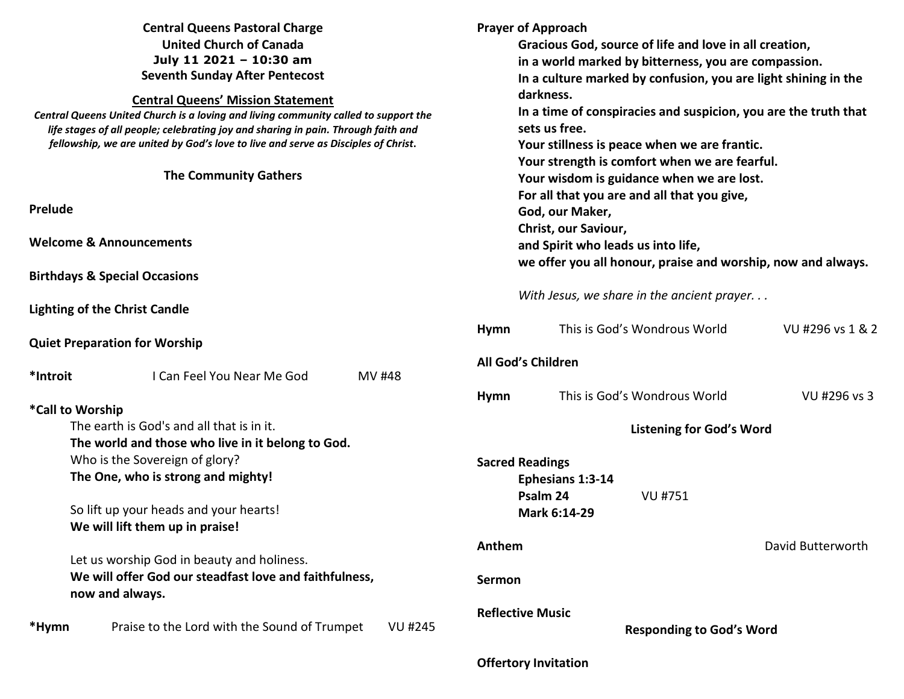**Central Queens Pastoral Charge**
**United Church of Canada**
**July 11 2021 – 10:30 am**
**Seventh Sunday After Pentecost**

**Central Queens' Mission Statement**

***Central Queens United Church is a loving and living community called to support the life stages of all people; celebrating joy and sharing in pain. Through faith and fellowship, we are united by God's love to live and serve as Disciples of Christ.***

## The Community Gathers

**Prelude**

**Welcome & Announcements**

**Birthdays & Special Occasions**

**Lighting of the Christ Candle**

**Quiet Preparation for Worship**

***Introit** I Can Feel You Near Me God MV #48

***Call to Worship**

The earth is God's and all that is in it.
**The world and those who live in it belong to God.**
Who is the Sovereign of glory?
**The One, who is strong and mighty!**

So lift up your heads and your hearts!
**We will lift them up in praise!**

Let us worship God in beauty and holiness.
**We will offer God our steadfast love and faithfulness, now and always.**

***Hymn** Praise to the Lord with the Sound of Trumpet VU #245

**Prayer of Approach**

**Gracious God, source of life and love in all creation,**
**in a world marked by bitterness, you are compassion.**
**In a culture marked by confusion, you are light shining in the darkness.**
**In a time of conspiracies and suspicion, you are the truth that sets us free.**
**Your stillness is peace when we are frantic.**
**Your strength is comfort when we are fearful.**
**Your wisdom is guidance when we are lost.**
**For all that you are and all that you give,**
**God, our Maker,**
**Christ, our Saviour,**
**and Spirit who leads us into life,**
**we offer you all honour, praise and worship, now and always.**

*With Jesus, we share in the ancient prayer. . .*

**Hymn** This is God's Wondrous World VU #296 vs 1 & 2

**All God's Children**

**Hymn** This is God's Wondrous World VU #296 vs 3

## Listening for God's Word

**Sacred Readings**

**Ephesians 1:3-14**
**Psalm 24** VU #751
**Mark 6:14-29**

**Anthem** David Butterworth

**Sermon**

**Reflective Music**

## Responding to God's Word

**Offertory Invitation**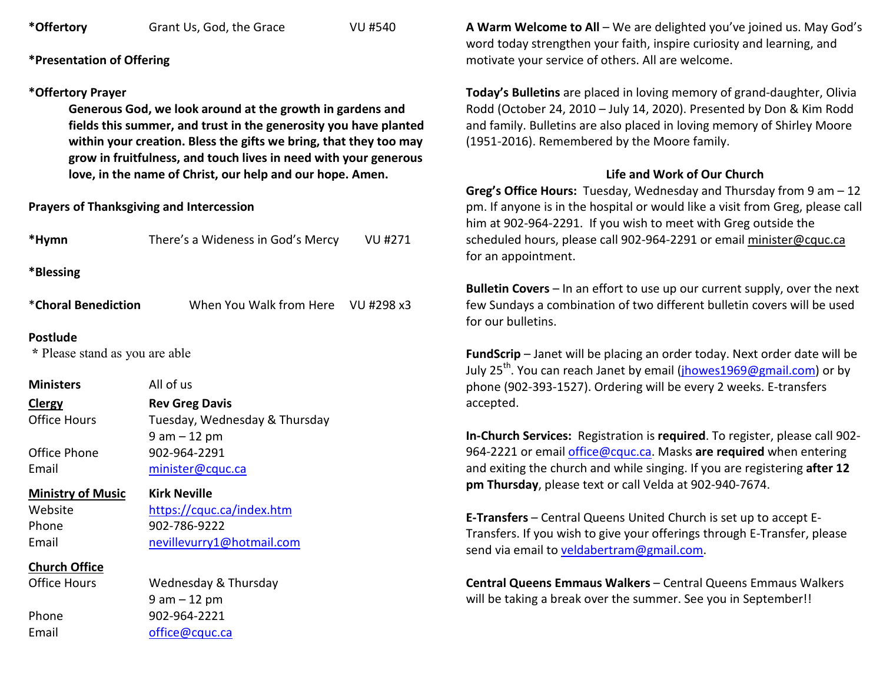**\*Offertory** Grant Us, God, the Grace VU #540

**\*Presentation of Offering**

**\*Offertory Prayer**

**Generous God, we look around at the growth in gardens and fields this summer, and trust in the generosity you have planted within your creation. Bless the gifts we bring, that they too may grow in fruitfulness, and touch lives in need with your generous love, in the name of Christ, our help and our hope. Amen.**

**Prayers of Thanksgiving and Intercession**

**\*Hymn** There's a Wideness in God's Mercy VU #271

**\*Blessing**

\***Choral Benediction** When You Walk from Here VU #298 x3

**Postlude**

\* Please stand as you are able

| | |
|---|---|
| **Ministers** | All of us |
| **Clergy** | **Rev Greg Davis** |
| Office Hours | Tuesday, Wednesday & Thursday 9 am – 12 pm |
| Office Phone | 902-964-2291 |
| Email | minister@cquc.ca |
| **Ministry of Music** | **Kirk Neville** |
| Website | https://cquc.ca/index.htm |
| Phone | 902-786-9222 |
| Email | nevillevurry1@hotmail.com |
| **Church Office** | |
| Office Hours | Wednesday & Thursday 9 am – 12 pm |
| Phone | 902-964-2221 |
| Email | office@cquc.ca |

**A Warm Welcome to All** – We are delighted you've joined us. May God's word today strengthen your faith, inspire curiosity and learning, and motivate your service of others. All are welcome.

**Today's Bulletins** are placed in loving memory of grand-daughter, Olivia Rodd (October 24, 2010 – July 14, 2020). Presented by Don & Kim Rodd and family. Bulletins are also placed in loving memory of Shirley Moore (1951-2016). Remembered by the Moore family.

## Life and Work of Our Church

**Greg's Office Hours:** Tuesday, Wednesday and Thursday from 9 am – 12 pm. If anyone is in the hospital or would like a visit from Greg, please call him at 902-964-2291. If you wish to meet with Greg outside the scheduled hours, please call 902-964-2291 or email minister@cquc.ca for an appointment.

**Bulletin Covers** – In an effort to use up our current supply, over the next few Sundays a combination of two different bulletin covers will be used for our bulletins.

**FundScrip** – Janet will be placing an order today. Next order date will be July 25th. You can reach Janet by email (jhowes1969@gmail.com) or by phone (902-393-1527). Ordering will be every 2 weeks. E-transfers accepted.

**In-Church Services:** Registration is **required**. To register, please call 902-964-2221 or email office@cquc.ca. Masks **are required** when entering and exiting the church and while singing. If you are registering **after 12 pm Thursday**, please text or call Velda at 902-940-7674.

**E-Transfers** – Central Queens United Church is set up to accept E-Transfers. If you wish to give your offerings through E-Transfer, please send via email to veldabertram@gmail.com.

**Central Queens Emmaus Walkers** – Central Queens Emmaus Walkers will be taking a break over the summer. See you in September!!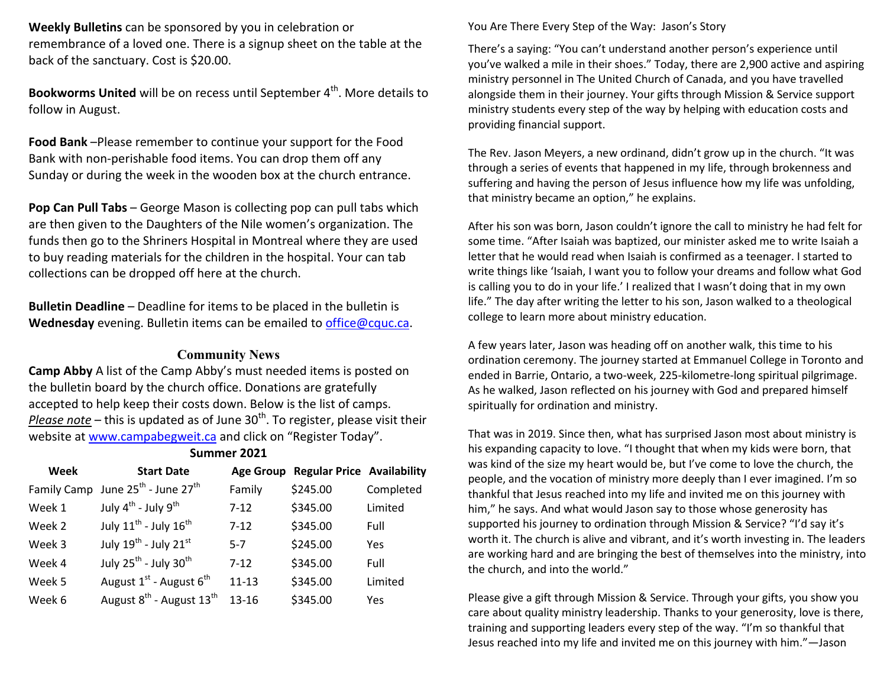**Weekly Bulletins** can be sponsored by you in celebration or remembrance of a loved one. There is a signup sheet on the table at the back of the sanctuary. Cost is $20.00.

**Bookworms United** will be on recess until September 4th. More details to follow in August.

**Food Bank** –Please remember to continue your support for the Food Bank with non-perishable food items. You can drop them off any Sunday or during the week in the wooden box at the church entrance.

**Pop Can Pull Tabs** – George Mason is collecting pop can pull tabs which are then given to the Daughters of the Nile women's organization. The funds then go to the Shriners Hospital in Montreal where they are used to buy reading materials for the children in the hospital. Your can tab collections can be dropped off here at the church.

**Bulletin Deadline** – Deadline for items to be placed in the bulletin is **Wednesday** evening. Bulletin items can be emailed to office@cquc.ca.

## Community News

**Camp Abby** A list of the Camp Abby's must needed items is posted on the bulletin board by the church office. Donations are gratefully accepted to help keep their costs down. Below is the list of camps. *Please note* – this is updated as of June 30th. To register, please visit their website at www.campabegweit.ca and click on "Register Today".

**Summer 2021**

| Week | Start Date | Age Group | Regular Price | Availability |
|---|---|---|---|---|
| Family Camp | June 25th - June 27th | Family | $245.00 | Completed |
| Week 1 | July 4th - July 9th | 7-12 | $345.00 | Limited |
| Week 2 | July 11th - July 16th | 7-12 | $345.00 | Full |
| Week 3 | July 19th - July 21st | 5-7 | $245.00 | Yes |
| Week 4 | July 25th - July 30th | 7-12 | $345.00 | Full |
| Week 5 | August 1st - August 6th | 11-13 | $345.00 | Limited |
| Week 6 | August 8th - August 13th | 13-16 | $345.00 | Yes |

You Are There Every Step of the Way: Jason's Story

There's a saying: "You can't understand another person's experience until you've walked a mile in their shoes." Today, there are 2,900 active and aspiring ministry personnel in The United Church of Canada, and you have travelled alongside them in their journey. Your gifts through Mission & Service support ministry students every step of the way by helping with education costs and providing financial support.

The Rev. Jason Meyers, a new ordinand, didn't grow up in the church. "It was through a series of events that happened in my life, through brokenness and suffering and having the person of Jesus influence how my life was unfolding, that ministry became an option," he explains.

After his son was born, Jason couldn't ignore the call to ministry he had felt for some time. "After Isaiah was baptized, our minister asked me to write Isaiah a letter that he would read when Isaiah is confirmed as a teenager. I started to write things like 'Isaiah, I want you to follow your dreams and follow what God is calling you to do in your life.' I realized that I wasn't doing that in my own life." The day after writing the letter to his son, Jason walked to a theological college to learn more about ministry education.

A few years later, Jason was heading off on another walk, this time to his ordination ceremony. The journey started at Emmanuel College in Toronto and ended in Barrie, Ontario, a two-week, 225-kilometre-long spiritual pilgrimage. As he walked, Jason reflected on his journey with God and prepared himself spiritually for ordination and ministry.

That was in 2019. Since then, what has surprised Jason most about ministry is his expanding capacity to love. "I thought that when my kids were born, that was kind of the size my heart would be, but I've come to love the church, the people, and the vocation of ministry more deeply than I ever imagined. I'm so thankful that Jesus reached into my life and invited me on this journey with him," he says. And what would Jason say to those whose generosity has supported his journey to ordination through Mission & Service? "I'd say it's worth it. The church is alive and vibrant, and it's worth investing in. The leaders are working hard and are bringing the best of themselves into the ministry, into the church, and into the world."

Please give a gift through Mission & Service. Through your gifts, you show you care about quality ministry leadership. Thanks to your generosity, love is there, training and supporting leaders every step of the way. "I'm so thankful that Jesus reached into my life and invited me on this journey with him."—Jason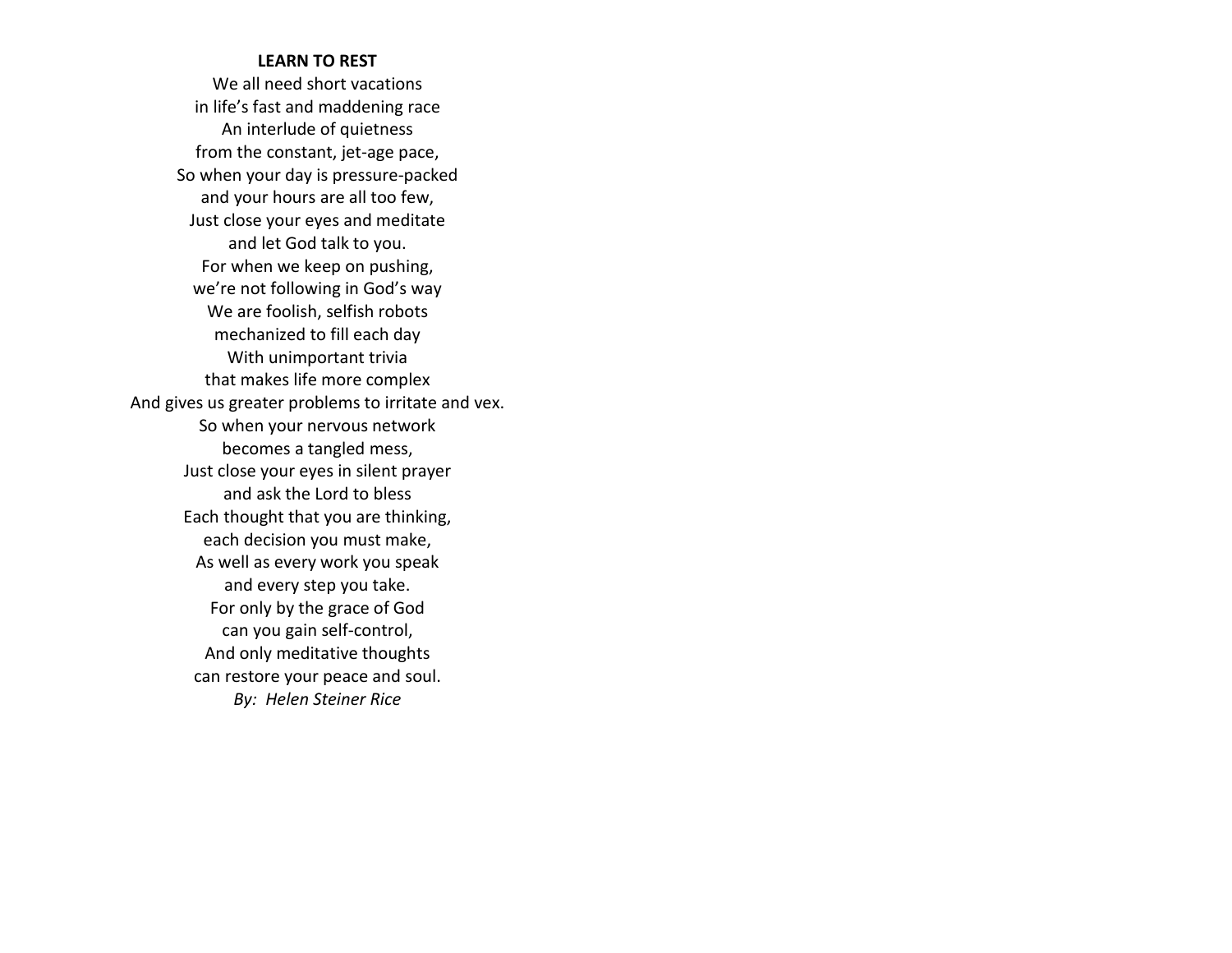**LEARN TO REST**

We all need short vacations  
in life's fast and maddening race  
An interlude of quietness  
from the constant, jet-age pace,  
So when your day is pressure-packed  
and your hours are all too few,  
Just close your eyes and meditate  
and let God talk to you.  
For when we keep on pushing,  
we're not following in God's way  
We are foolish, selfish robots  
mechanized to fill each day  
With unimportant trivia  
that makes life more complex  
And gives us greater problems to irritate and vex.  
So when your nervous network  
becomes a tangled mess,  
Just close your eyes in silent prayer  
and ask the Lord to bless  
Each thought that you are thinking,  
each decision you must make,  
As well as every work you speak  
and every step you take.  
For only by the grace of God  
can you gain self-control,  
And only meditative thoughts  
can restore your peace and soul.

*By: Helen Steiner Rice*